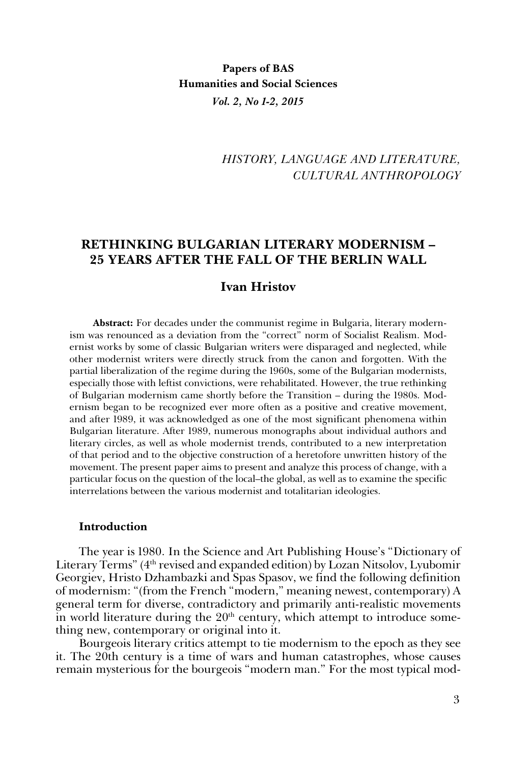**Papers of BAS**
**Humanities and Social Sciences**
*Vol. 2, No 1-2, 2015*

*HISTORY, LANGUAGE AND LITERATURE, CULTURAL ANTHROPOLOGY*

# RETHINKING BULGARIAN LITERARY MODERNISM – 25 YEARS AFTER THE FALL OF THE BERLIN WALL

## Ivan Hristov

**Abstract:** For decades under the communist regime in Bulgaria, literary modernism was renounced as a deviation from the "correct" norm of Socialist Realism. Modernist works by some of classic Bulgarian writers were disparaged and neglected, while other modernist writers were directly struck from the canon and forgotten. With the partial liberalization of the regime during the 1960s, some of the Bulgarian modernists, especially those with leftist convictions, were rehabilitated. However, the true rethinking of Bulgarian modernism came shortly before the Transition – during the 1980s. Modernism began to be recognized ever more often as a positive and creative movement, and after 1989, it was acknowledged as one of the most significant phenomena within Bulgarian literature. After 1989, numerous monographs about individual authors and literary circles, as well as whole modernist trends, contributed to a new interpretation of that period and to the objective construction of a heretofore unwritten history of the movement. The present paper aims to present and analyze this process of change, with a particular focus on the question of the local–the global, as well as to examine the specific interrelations between the various modernist and totalitarian ideologies.

### Introduction

The year is 1980. In the Science and Art Publishing House's "Dictionary of Literary Terms" (4th revised and expanded edition) by Lozan Nitsolov, Lyubomir Georgiev, Hristo Dzhambazki and Spas Spasov, we find the following definition of modernism: "(from the French "modern," meaning newest, contemporary) A general term for diverse, contradictory and primarily anti-realistic movements in world literature during the 20th century, which attempt to introduce something new, contemporary or original into it.

Bourgeois literary critics attempt to tie modernism to the epoch as they see it. The 20th century is a time of wars and human catastrophes, whose causes remain mysterious for the bourgeois "modern man." For the most typical mod-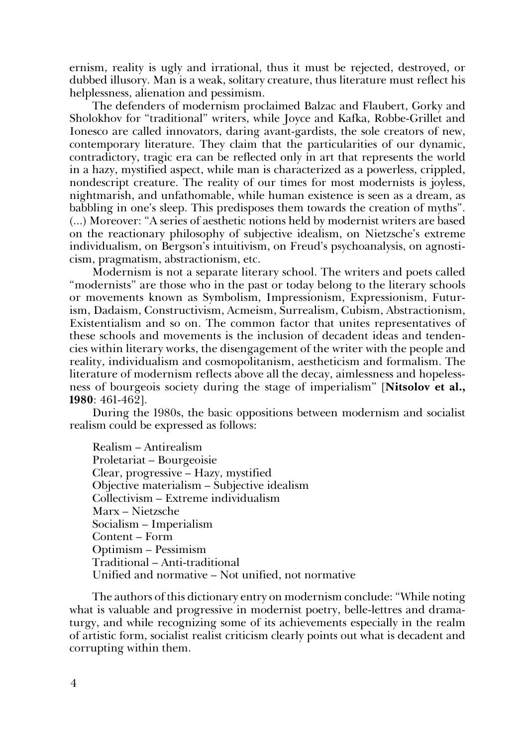ernism, reality is ugly and irrational, thus it must be rejected, destroyed, or dubbed illusory. Man is a weak, solitary creature, thus literature must reflect his helplessness, alienation and pessimism.

The defenders of modernism proclaimed Balzac and Flaubert, Gorky and Sholokhov for "traditional" writers, while Joyce and Kafka, Robbe-Grillet and Ionesco are called innovators, daring avant-gardists, the sole creators of new, contemporary literature. They claim that the particularities of our dynamic, contradictory, tragic era can be reflected only in art that represents the world in a hazy, mystified aspect, while man is characterized as a powerless, crippled, nondescript creature. The reality of our times for most modernists is joyless, nightmarish, and unfathomable, while human existence is seen as a dream, as babbling in one's sleep. This predisposes them towards the creation of myths". (...) Moreover: "A series of aesthetic notions held by modernist writers are based on the reactionary philosophy of subjective idealism, on Nietzsche's extreme individualism, on Bergson's intuitivism, on Freud's psychoanalysis, on agnosticism, pragmatism, abstractionism, etc.

Modernism is not a separate literary school. The writers and poets called "modernists" are those who in the past or today belong to the literary schools or movements known as Symbolism, Impressionism, Expressionism, Futurism, Dadaism, Constructivism, Acmeism, Surrealism, Cubism, Abstractionism, Existentialism and so on. The common factor that unites representatives of these schools and movements is the inclusion of decadent ideas and tendencies within literary works, the disengagement of the writer with the people and reality, individualism and cosmopolitanism, aestheticism and formalism. The literature of modernism reflects above all the decay, aimlessness and hopelessness of bourgeois society during the stage of imperialism" [**Nitsolov et al., 1980**: 461-462].

During the 1980s, the basic oppositions between modernism and socialist realism could be expressed as follows:

Realism – Antirealism
Proletariat – Bourgeoisie
Clear, progressive – Hazy, mystified
Objective materialism – Subjective idealism
Collectivism – Extreme individualism
Marx – Nietzsche
Socialism – Imperialism
Content – Form
Optimism – Pessimism
Traditional – Anti-traditional
Unified and normative – Not unified, not normative

The authors of this dictionary entry on modernism conclude: "While noting what is valuable and progressive in modernist poetry, belle-lettres and dramaturgy, and while recognizing some of its achievements especially in the realm of artistic form, socialist realist criticism clearly points out what is decadent and corrupting within them.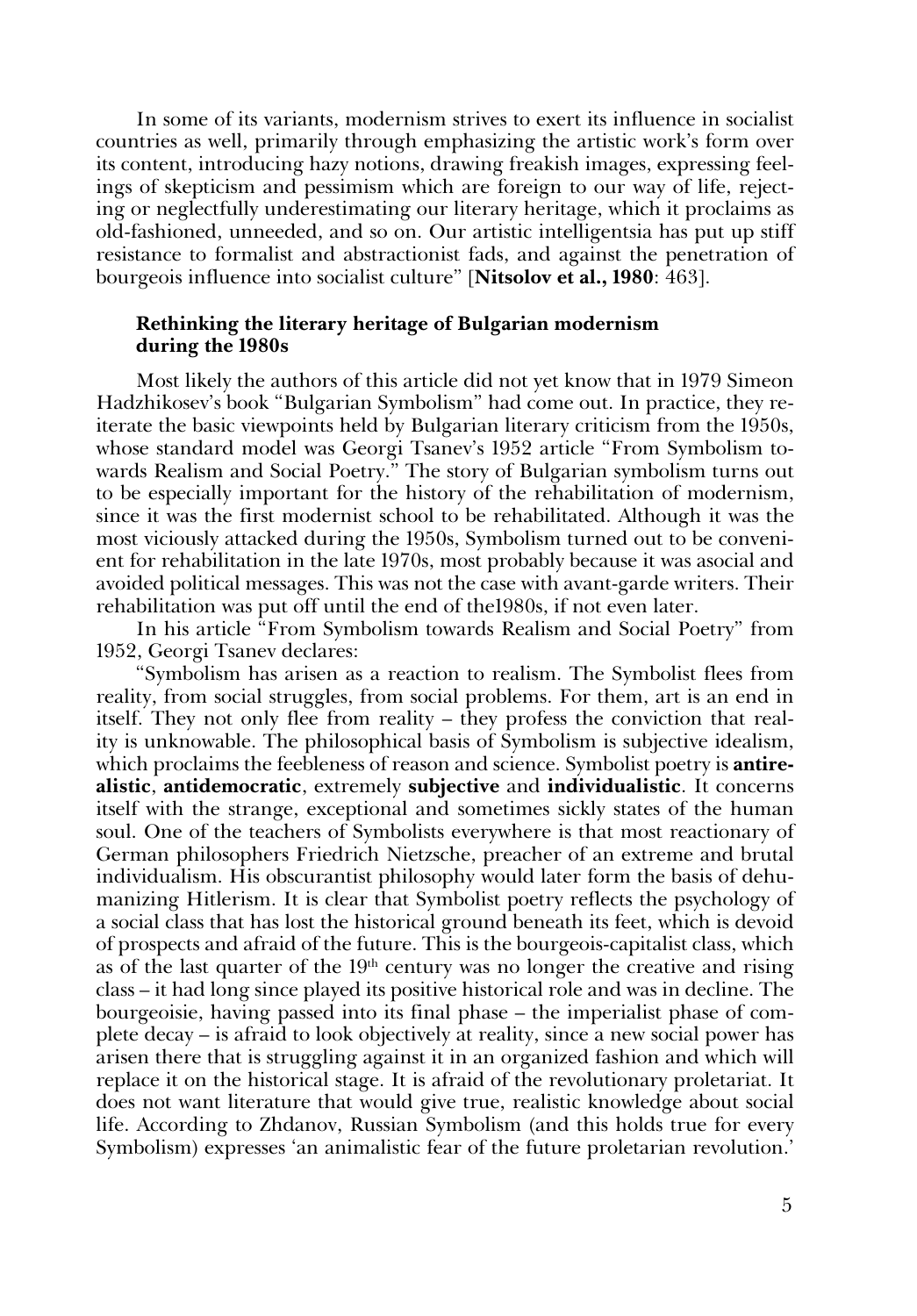In some of its variants, modernism strives to exert its influence in socialist countries as well, primarily through emphasizing the artistic work's form over its content, introducing hazy notions, drawing freakish images, expressing feelings of skepticism and pessimism which are foreign to our way of life, rejecting or neglectfully underestimating our literary heritage, which it proclaims as old-fashioned, unneeded, and so on. Our artistic intelligentsia has put up stiff resistance to formalist and abstractionist fads, and against the penetration of bourgeois influence into socialist culture" [**Nitsolov et al., 1980**: 463].

### Rethinking the literary heritage of Bulgarian modernism during the 1980s

Most likely the authors of this article did not yet know that in 1979 Simeon Hadzhikosev's book "Bulgarian Symbolism" had come out. In practice, they reiterate the basic viewpoints held by Bulgarian literary criticism from the 1950s, whose standard model was Georgi Tsanev's 1952 article "From Symbolism towards Realism and Social Poetry." The story of Bulgarian symbolism turns out to be especially important for the history of the rehabilitation of modernism, since it was the first modernist school to be rehabilitated. Although it was the most viciously attacked during the 1950s, Symbolism turned out to be convenient for rehabilitation in the late 1970s, most probably because it was asocial and avoided political messages. This was not the case with avant-garde writers. Their rehabilitation was put off until the end of the1980s, if not even later.

In his article "From Symbolism towards Realism and Social Poetry" from 1952, Georgi Tsanev declares:

"Symbolism has arisen as a reaction to realism. The Symbolist flees from reality, from social struggles, from social problems. For them, art is an end in itself. They not only flee from reality – they profess the conviction that reality is unknowable. The philosophical basis of Symbolism is subjective idealism, which proclaims the feebleness of reason and science. Symbolist poetry is **antirealistic**, **antidemocratic**, extremely **subjective** and **individualistic**. It concerns itself with the strange, exceptional and sometimes sickly states of the human soul. One of the teachers of Symbolists everywhere is that most reactionary of German philosophers Friedrich Nietzsche, preacher of an extreme and brutal individualism. His obscurantist philosophy would later form the basis of dehumanizing Hitlerism. It is clear that Symbolist poetry reflects the psychology of a social class that has lost the historical ground beneath its feet, which is devoid of prospects and afraid of the future. This is the bourgeois-capitalist class, which as of the last quarter of the 19th century was no longer the creative and rising class – it had long since played its positive historical role and was in decline. The bourgeoisie, having passed into its final phase – the imperialist phase of complete decay – is afraid to look objectively at reality, since a new social power has arisen there that is struggling against it in an organized fashion and which will replace it on the historical stage. It is afraid of the revolutionary proletariat. It does not want literature that would give true, realistic knowledge about social life. According to Zhdanov, Russian Symbolism (and this holds true for every Symbolism) expresses 'an animalistic fear of the future proletarian revolution.'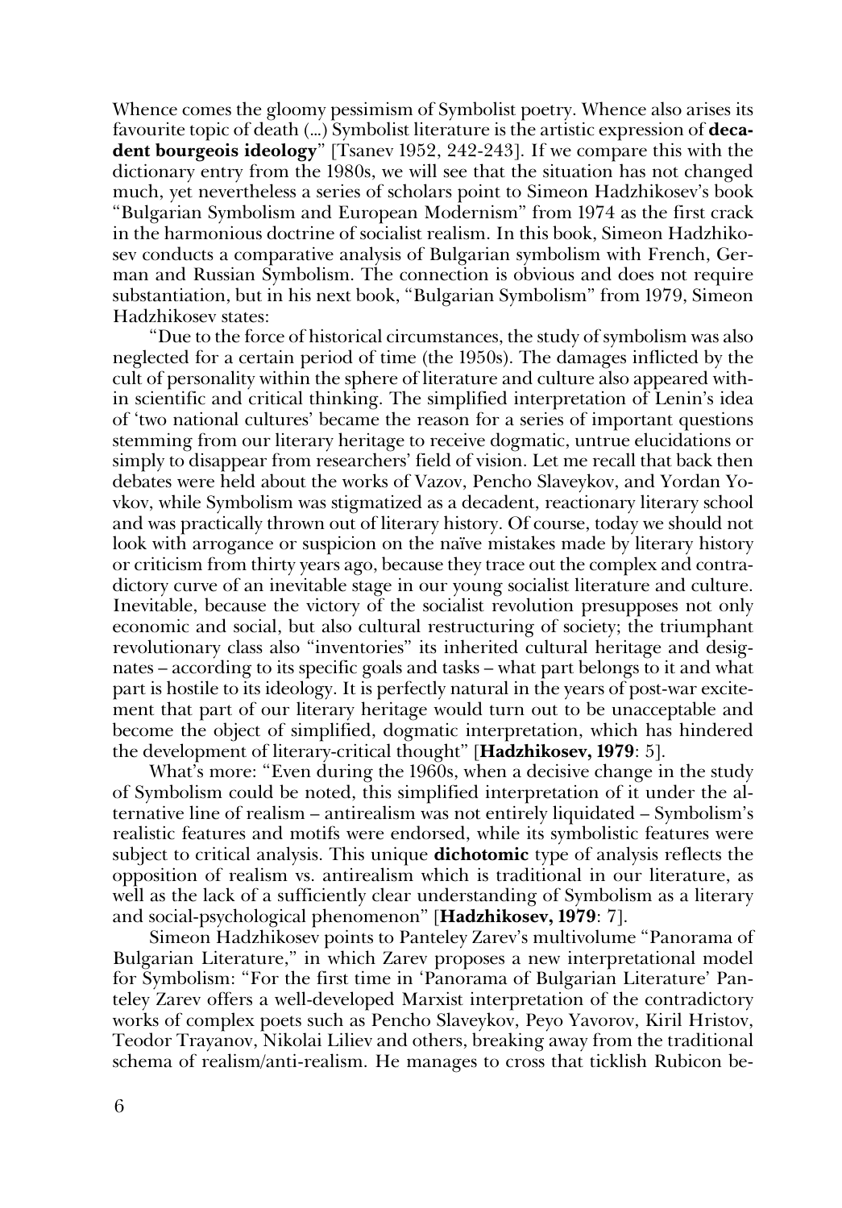Whence comes the gloomy pessimism of Symbolist poetry. Whence also arises its favourite topic of death (...) Symbolist literature is the artistic expression of **decadent bourgeois ideology**" [Tsanev 1952, 242-243]. If we compare this with the dictionary entry from the 1980s, we will see that the situation has not changed much, yet nevertheless a series of scholars point to Simeon Hadzhikosev's book "Bulgarian Symbolism and European Modernism" from 1974 as the first crack in the harmonious doctrine of socialist realism. In this book, Simeon Hadzhikosev conducts a comparative analysis of Bulgarian symbolism with French, German and Russian Symbolism. The connection is obvious and does not require substantiation, but in his next book, "Bulgarian Symbolism" from 1979, Simeon Hadzhikosev states:

"Due to the force of historical circumstances, the study of symbolism was also neglected for a certain period of time (the 1950s). The damages inflicted by the cult of personality within the sphere of literature and culture also appeared within scientific and critical thinking. The simplified interpretation of Lenin's idea of 'two national cultures' became the reason for a series of important questions stemming from our literary heritage to receive dogmatic, untrue elucidations or simply to disappear from researchers' field of vision. Let me recall that back then debates were held about the works of Vazov, Pencho Slaveykov, and Yordan Yovkov, while Symbolism was stigmatized as a decadent, reactionary literary school and was practically thrown out of literary history. Of course, today we should not look with arrogance or suspicion on the naïve mistakes made by literary history or criticism from thirty years ago, because they trace out the complex and contradictory curve of an inevitable stage in our young socialist literature and culture. Inevitable, because the victory of the socialist revolution presupposes not only economic and social, but also cultural restructuring of society; the triumphant revolutionary class also "inventories" its inherited cultural heritage and designates – according to its specific goals and tasks – what part belongs to it and what part is hostile to its ideology. It is perfectly natural in the years of post-war excitement that part of our literary heritage would turn out to be unacceptable and become the object of simplified, dogmatic interpretation, which has hindered the development of literary-critical thought" [**Hadzhikosev, 1979**: 5].

What's more: "Even during the 1960s, when a decisive change in the study of Symbolism could be noted, this simplified interpretation of it under the alternative line of realism – antirealism was not entirely liquidated – Symbolism's realistic features and motifs were endorsed, while its symbolistic features were subject to critical analysis. This unique **dichotomic** type of analysis reflects the opposition of realism vs. antirealism which is traditional in our literature, as well as the lack of a sufficiently clear understanding of Symbolism as a literary and social-psychological phenomenon" [**Hadzhikosev, 1979**: 7].

Simeon Hadzhikosev points to Panteley Zarev's multivolume "Panorama of Bulgarian Literature," in which Zarev proposes a new interpretational model for Symbolism: "For the first time in 'Panorama of Bulgarian Literature' Panteley Zarev offers a well-developed Marxist interpretation of the contradictory works of complex poets such as Pencho Slaveykov, Peyo Yavorov, Kiril Hristov, Teodor Trayanov, Nikolai Liliev and others, breaking away from the traditional schema of realism/anti-realism. He manages to cross that ticklish Rubicon be-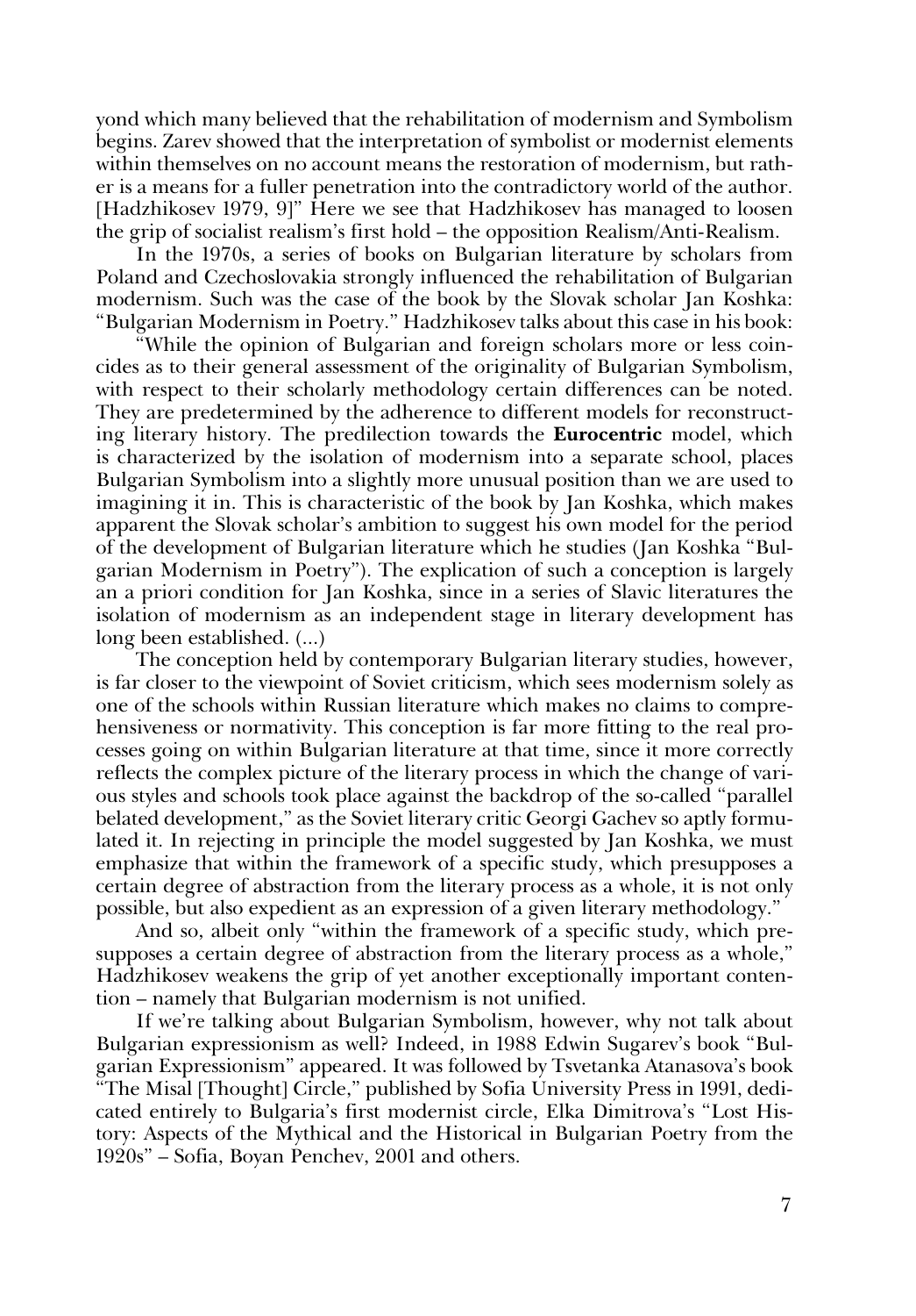yond which many believed that the rehabilitation of modernism and Symbolism begins. Zarev showed that the interpretation of symbolist or modernist elements within themselves on no account means the restoration of modernism, but rather is a means for a fuller penetration into the contradictory world of the author. [Hadzhikosev 1979, 9]" Here we see that Hadzhikosev has managed to loosen the grip of socialist realism's first hold – the opposition Realism/Anti-Realism.

In the 1970s, a series of books on Bulgarian literature by scholars from Poland and Czechoslovakia strongly influenced the rehabilitation of Bulgarian modernism. Such was the case of the book by the Slovak scholar Jan Koshka: "Bulgarian Modernism in Poetry." Hadzhikosev talks about this case in his book:

"While the opinion of Bulgarian and foreign scholars more or less coincides as to their general assessment of the originality of Bulgarian Symbolism, with respect to their scholarly methodology certain differences can be noted. They are predetermined by the adherence to different models for reconstructing literary history. The predilection towards the **Eurocentric** model, which is characterized by the isolation of modernism into a separate school, places Bulgarian Symbolism into a slightly more unusual position than we are used to imagining it in. This is characteristic of the book by Jan Koshka, which makes apparent the Slovak scholar's ambition to suggest his own model for the period of the development of Bulgarian literature which he studies (Jan Koshka "Bulgarian Modernism in Poetry"). The explication of such a conception is largely an a priori condition for Jan Koshka, since in a series of Slavic literatures the isolation of modernism as an independent stage in literary development has long been established. (...)

The conception held by contemporary Bulgarian literary studies, however, is far closer to the viewpoint of Soviet criticism, which sees modernism solely as one of the schools within Russian literature which makes no claims to comprehensiveness or normativity. This conception is far more fitting to the real processes going on within Bulgarian literature at that time, since it more correctly reflects the complex picture of the literary process in which the change of various styles and schools took place against the backdrop of the so-called "parallel belated development," as the Soviet literary critic Georgi Gachev so aptly formulated it. In rejecting in principle the model suggested by Jan Koshka, we must emphasize that within the framework of a specific study, which presupposes a certain degree of abstraction from the literary process as a whole, it is not only possible, but also expedient as an expression of a given literary methodology."

And so, albeit only "within the framework of a specific study, which presupposes a certain degree of abstraction from the literary process as a whole," Hadzhikosev weakens the grip of yet another exceptionally important contention – namely that Bulgarian modernism is not unified.

If we're talking about Bulgarian Symbolism, however, why not talk about Bulgarian expressionism as well? Indeed, in 1988 Edwin Sugarev's book "Bulgarian Expressionism" appeared. It was followed by Tsvetanka Atanasova's book "The Misal [Thought] Circle," published by Sofia University Press in 1991, dedicated entirely to Bulgaria's first modernist circle, Elka Dimitrova's "Lost History: Aspects of the Mythical and the Historical in Bulgarian Poetry from the 1920s" – Sofia, Boyan Penchev, 2001 and others.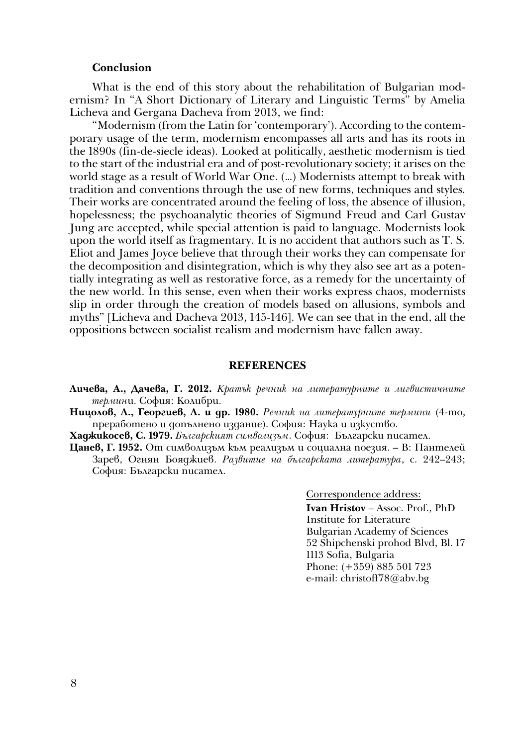## Conclusion

What is the end of this story about the rehabilitation of Bulgarian modernism? In "A Short Dictionary of Literary and Linguistic Terms" by Amelia Licheva and Gergana Dacheva from 2013, we find:

"Modernism (from the Latin for 'contemporary'). According to the contemporary usage of the term, modernism encompasses all arts and has its roots in the 1890s (fin-de-siecle ideas). Looked at politically, aesthetic modernism is tied to the start of the industrial era and of post-revolutionary society; it arises on the world stage as a result of World War One. (...) Modernists attempt to break with tradition and conventions through the use of new forms, techniques and styles. Their works are concentrated around the feeling of loss, the absence of illusion, hopelessness; the psychoanalytic theories of Sigmund Freud and Carl Gustav Jung are accepted, while special attention is paid to language. Modernists look upon the world itself as fragmentary. It is no accident that authors such as T. S. Eliot and James Joyce believe that through their works they can compensate for the decomposition and disintegration, which is why they also see art as a potentially integrating as well as restorative force, as a remedy for the uncertainty of the new world. In this sense, even when their works express chaos, modernists slip in order through the creation of models based on allusions, symbols and myths" [Licheva and Dacheva 2013, 145-146]. We can see that in the end, all the oppositions between socialist realism and modernism have fallen away.

## REFERENCES

**Личева, А., Дачева, Г. 2012.** *Кратък речник на литературните и лигвистичните термин*и. София: Колибри.

**Ницолов, Л., Георгиев, Л. и др. 1980.** *Речник на литературните термини* (4-то, преработено и допълнено издание). София: Наука и изкуство.

**Хаджикосев, С. 1979.** *Българският символизъм*. София: Български писател.

**Цанев, Г. 1952.** От символизъм към реализъм и социална поезия. – В: Пантелей Зарев, Огнян Бояджиев. *Развитие на българската литература*, с. 242–243; София: Български писател.

Correspondence address:
**Ivan Hristov** – Assoc. Prof., PhD
Institute for Literature
Bulgarian Academy of Sciences
52 Shipchenski prohod Blvd, Bl. 17
1113 Sofia, Bulgaria
Phone: (+359) 885 501 723
e-mail: christoff78@abv.bg